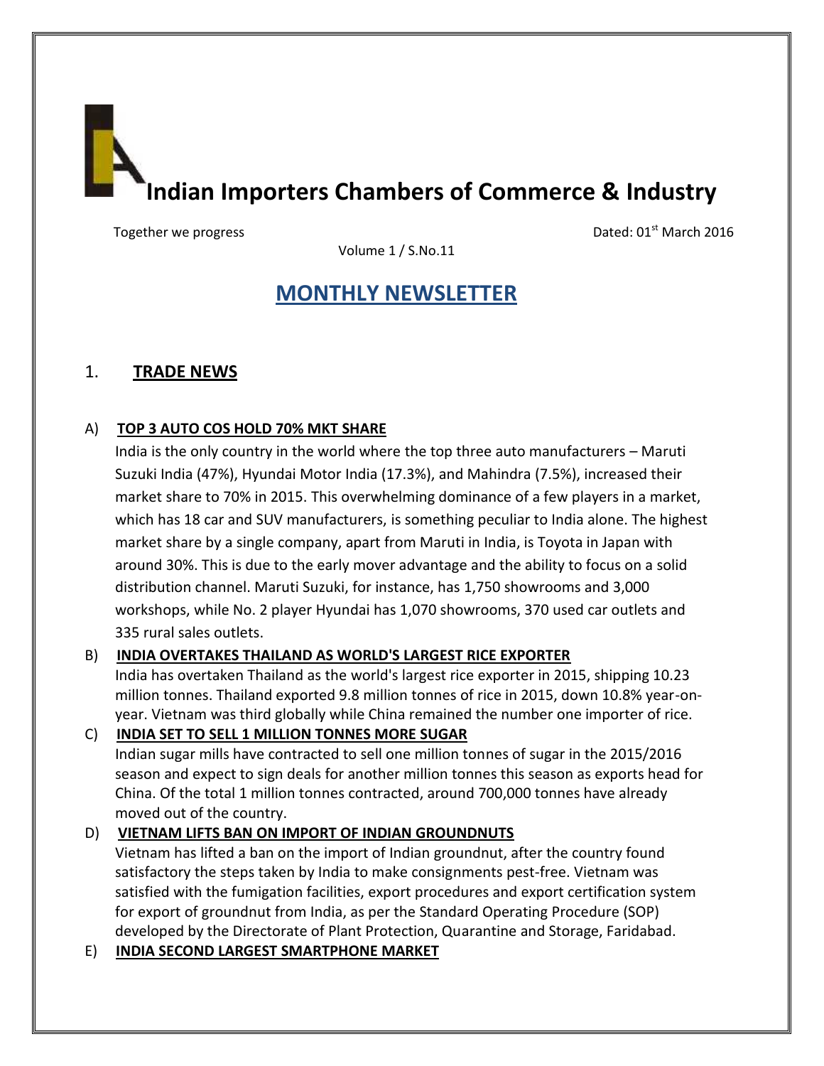# Indian Importers Chambers of Commerce & Industry

Together we progress

Dated: 01st March 2016

Volume 1 / S.No.11

## MONTHLY NEWSLETTER

## 1. TRADE NEWS

### A) TOP 3 AUTO COS HOLD 70% MKT SHARE

India is the only country in the world where the top three auto manufacturers – Maruti Suzuki India (47%), Hyundai Motor India (17.3%), and Mahindra (7.5%), increased their market share to 70% in 2015. This overwhelming dominance of a few players in a market, which has 18 car and SUV manufacturers, is something peculiar to India alone. The highest market share by a single company, apart from Maruti in India, is Toyota in Japan with around 30%. This is due to the early mover advantage and the ability to focus on a solid distribution channel. Maruti Suzuki, for instance, has 1,750 showrooms and 3,000 workshops, while No. 2 player Hyundai has 1,070 showrooms, 370 used car outlets and 335 rural sales outlets.

### B) INDIA OVERTAKES THAILAND AS WORLD'S LARGEST RICE EXPORTER

India has overtaken Thailand as the world's largest rice exporter in 2015, shipping 10.23 million tonnes. Thailand exported 9.8 million tonnes of rice in 2015, down 10.8% year-on-year. Vietnam was third globally while China remained the number one importer of rice.

### C) INDIA SET TO SELL 1 MILLION TONNES MORE SUGAR

Indian sugar mills have contracted to sell one million tonnes of sugar in the 2015/2016 season and expect to sign deals for another million tonnes this season as exports head for China. Of the total 1 million tonnes contracted, around 700,000 tonnes have already moved out of the country.

### D) VIETNAM LIFTS BAN ON IMPORT OF INDIAN GROUNDNUTS

Vietnam has lifted a ban on the import of Indian groundnut, after the country found satisfactory the steps taken by India to make consignments pest-free. Vietnam was satisfied with the fumigation facilities, export procedures and export certification system for export of groundnut from India, as per the Standard Operating Procedure (SOP) developed by the Directorate of Plant Protection, Quarantine and Storage, Faridabad.

### E) INDIA SECOND LARGEST SMARTPHONE MARKET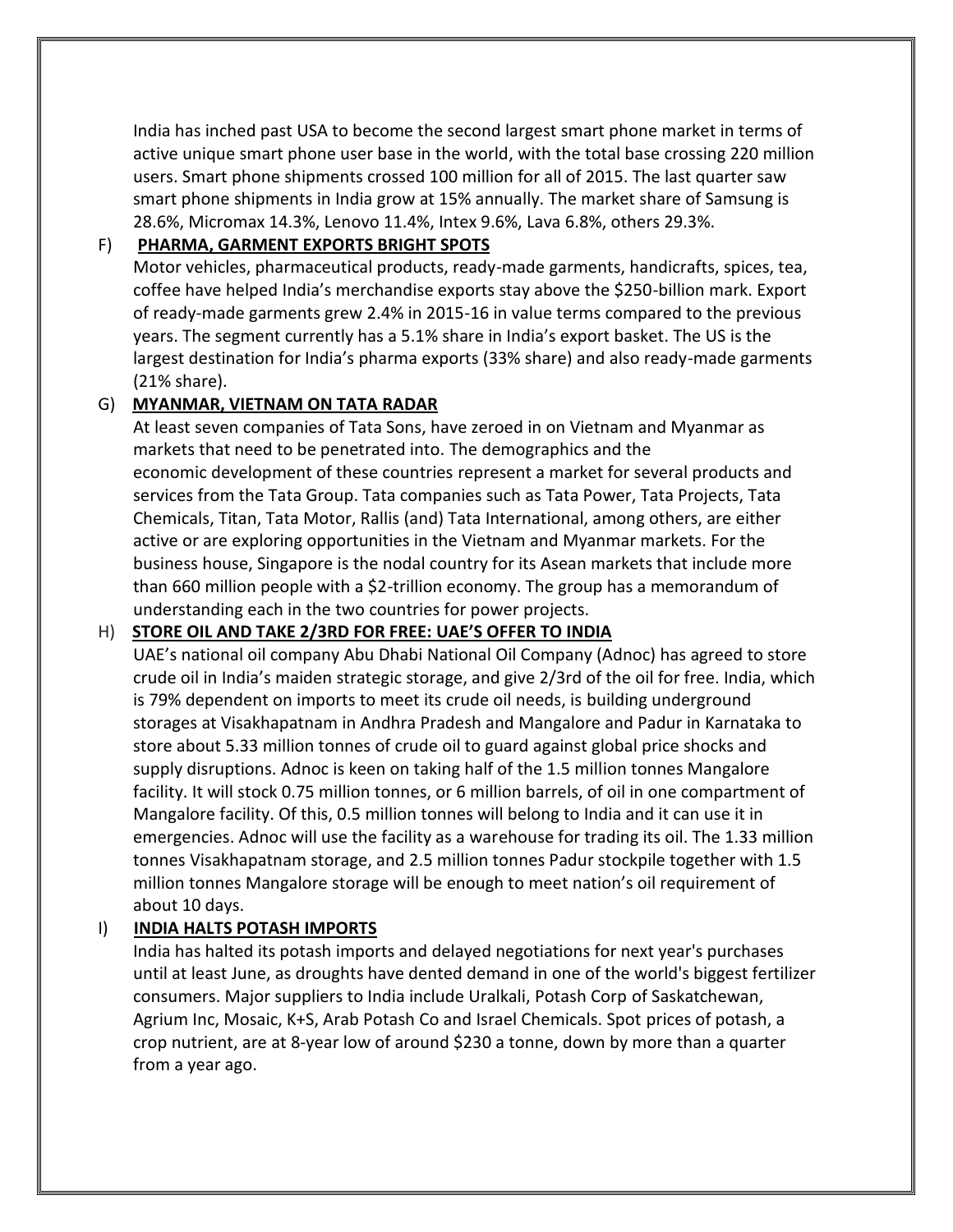India has inched past USA to become the second largest smart phone market in terms of active unique smart phone user base in the world, with the total base crossing 220 million users. Smart phone shipments crossed 100 million for all of 2015. The last quarter saw smart phone shipments in India grow at 15% annually. The market share of Samsung is 28.6%, Micromax 14.3%, Lenovo 11.4%, Intex 9.6%, Lava 6.8%, others 29.3%.

F) **PHARMA, GARMENT EXPORTS BRIGHT SPOTS**

Motor vehicles, pharmaceutical products, ready-made garments, handicrafts, spices, tea, coffee have helped India's merchandise exports stay above the $250-billion mark. Export of ready-made garments grew 2.4% in 2015-16 in value terms compared to the previous years. The segment currently has a 5.1% share in India's export basket. The US is the largest destination for India's pharma exports (33% share) and also ready-made garments (21% share).

G) **MYANMAR, VIETNAM ON TATA RADAR**

At least seven companies of Tata Sons, have zeroed in on Vietnam and Myanmar as markets that need to be penetrated into. The demographics and the economic development of these countries represent a market for several products and services from the Tata Group. Tata companies such as Tata Power, Tata Projects, Tata Chemicals, Titan, Tata Motor, Rallis (and) Tata International, among others, are either active or are exploring opportunities in the Vietnam and Myanmar markets. For the business house, Singapore is the nodal country for its Asean markets that include more than 660 million people with a $2-trillion economy. The group has a memorandum of understanding each in the two countries for power projects.

H) **STORE OIL AND TAKE 2/3RD FOR FREE: UAE'S OFFER TO INDIA**

UAE's national oil company Abu Dhabi National Oil Company (Adnoc) has agreed to store crude oil in India's maiden strategic storage, and give 2/3rd of the oil for free. India, which is 79% dependent on imports to meet its crude oil needs, is building underground storages at Visakhapatnam in Andhra Pradesh and Mangalore and Padur in Karnataka to store about 5.33 million tonnes of crude oil to guard against global price shocks and supply disruptions. Adnoc is keen on taking half of the 1.5 million tonnes Mangalore facility. It will stock 0.75 million tonnes, or 6 million barrels, of oil in one compartment of Mangalore facility. Of this, 0.5 million tonnes will belong to India and it can use it in emergencies. Adnoc will use the facility as a warehouse for trading its oil. The 1.33 million tonnes Visakhapatnam storage, and 2.5 million tonnes Padur stockpile together with 1.5 million tonnes Mangalore storage will be enough to meet nation's oil requirement of about 10 days.

I) **INDIA HALTS POTASH IMPORTS**

India has halted its potash imports and delayed negotiations for next year's purchases until at least June, as droughts have dented demand in one of the world's biggest fertilizer consumers. Major suppliers to India include Uralkali, Potash Corp of Saskatchewan, Agrium Inc, Mosaic, K+S, Arab Potash Co and Israel Chemicals. Spot prices of potash, a crop nutrient, are at 8-year low of around $230 a tonne, down by more than a quarter from a year ago.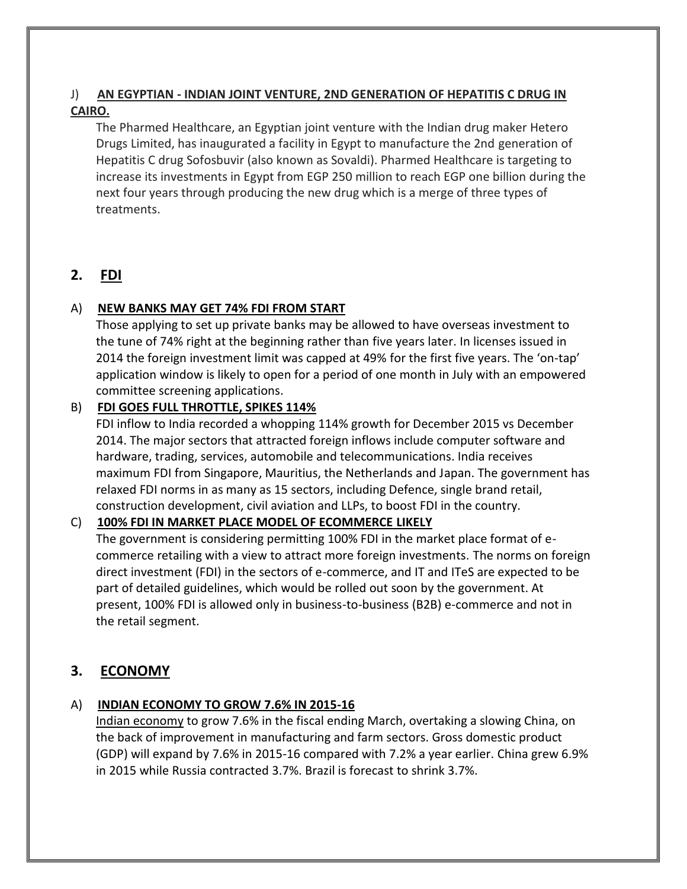J) **AN EGYPTIAN - INDIAN JOINT VENTURE, 2ND GENERATION OF HEPATITIS C DRUG IN CAIRO.**

The Pharmed Healthcare, an Egyptian joint venture with the Indian drug maker Hetero Drugs Limited, has inaugurated a facility in Egypt to manufacture the 2nd generation of Hepatitis C drug Sofosbuvir (also known as Sovaldi). Pharmed Healthcare is targeting to increase its investments in Egypt from EGP 250 million to reach EGP one billion during the next four years through producing the new drug which is a merge of three types of treatments.

## 2. FDI

A) **NEW BANKS MAY GET 74% FDI FROM START**

Those applying to set up private banks may be allowed to have overseas investment to the tune of 74% right at the beginning rather than five years later. In licenses issued in 2014 the foreign investment limit was capped at 49% for the first five years. The 'on-tap' application window is likely to open for a period of one month in July with an empowered committee screening applications.

B) **FDI GOES FULL THROTTLE, SPIKES 114%**

FDI inflow to India recorded a whopping 114% growth for December 2015 vs December 2014. The major sectors that attracted foreign inflows include computer software and hardware, trading, services, automobile and telecommunications. India receives maximum FDI from Singapore, Mauritius, the Netherlands and Japan. The government has relaxed FDI norms in as many as 15 sectors, including Defence, single brand retail, construction development, civil aviation and LLPs, to boost FDI in the country.

C) **100% FDI IN MARKET PLACE MODEL OF ECOMMERCE LIKELY**

The government is considering permitting 100% FDI in the market place format of e-commerce retailing with a view to attract more foreign investments. The norms on foreign direct investment (FDI) in the sectors of e-commerce, and IT and ITeS are expected to be part of detailed guidelines, which would be rolled out soon by the government. At present, 100% FDI is allowed only in business-to-business (B2B) e-commerce and not in the retail segment.

## 3. ECONOMY

A) **INDIAN ECONOMY TO GROW 7.6% IN 2015-16**

Indian economy to grow 7.6% in the fiscal ending March, overtaking a slowing China, on the back of improvement in manufacturing and farm sectors. Gross domestic product (GDP) will expand by 7.6% in 2015-16 compared with 7.2% a year earlier. China grew 6.9% in 2015 while Russia contracted 3.7%. Brazil is forecast to shrink 3.7%.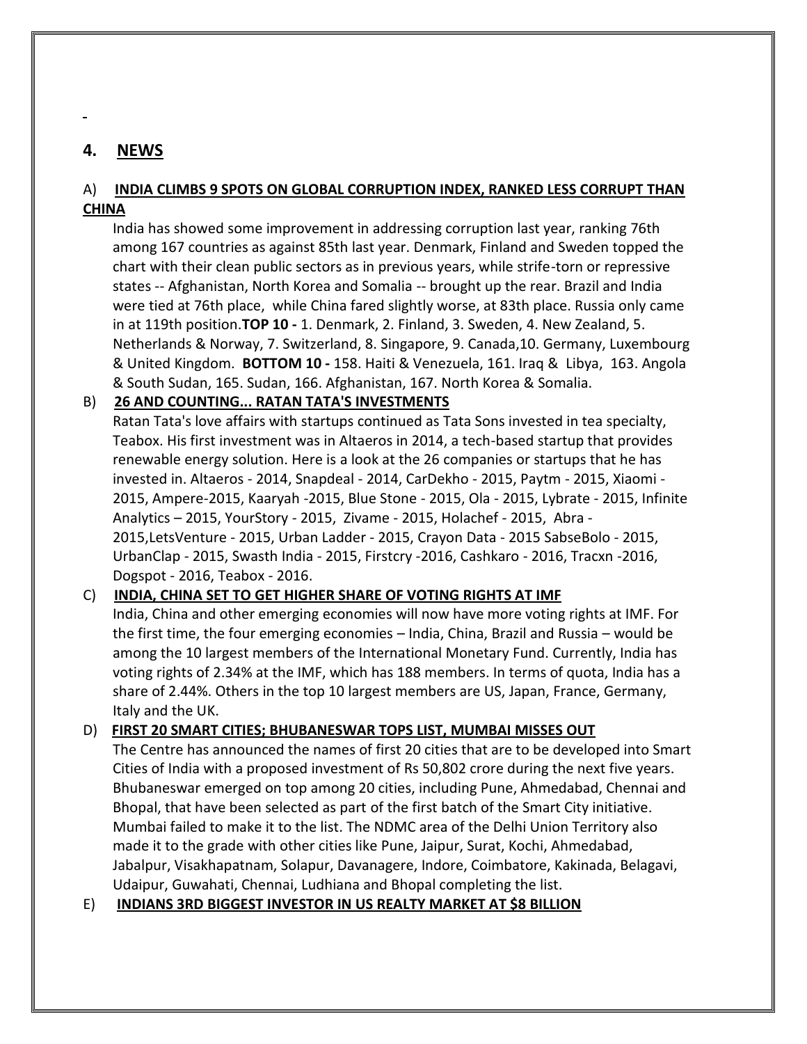-

## 4. NEWS

### A) INDIA CLIMBS 9 SPOTS ON GLOBAL CORRUPTION INDEX, RANKED LESS CORRUPT THAN CHINA

India has showed some improvement in addressing corruption last year, ranking 76th among 167 countries as against 85th last year. Denmark, Finland and Sweden topped the chart with their clean public sectors as in previous years, while strife-torn or repressive states -- Afghanistan, North Korea and Somalia -- brought up the rear. Brazil and India were tied at 76th place, while China fared slightly worse, at 83th place. Russia only came in at 119th position.**TOP 10 -** 1. Denmark, 2. Finland, 3. Sweden, 4. New Zealand, 5. Netherlands & Norway, 7. Switzerland, 8. Singapore, 9. Canada,10. Germany, Luxembourg & United Kingdom. **BOTTOM 10 -** 158. Haiti & Venezuela, 161. Iraq & Libya, 163. Angola & South Sudan, 165. Sudan, 166. Afghanistan, 167. North Korea & Somalia.

### B) 26 AND COUNTING... RATAN TATA'S INVESTMENTS

Ratan Tata's love affairs with startups continued as Tata Sons invested in tea specialty, Teabox. His first investment was in Altaeros in 2014, a tech-based startup that provides renewable energy solution. Here is a look at the 26 companies or startups that he has invested in. Altaeros - 2014, Snapdeal - 2014, CarDekho - 2015, Paytm - 2015, Xiaomi - 2015, Ampere-2015, Kaaryah -2015, Blue Stone - 2015, Ola - 2015, Lybrate - 2015, Infinite Analytics – 2015, YourStory - 2015, Zivame - 2015, Holachef - 2015, Abra - 2015,LetsVenture - 2015, Urban Ladder - 2015, Crayon Data - 2015 SabseBolo - 2015, UrbanClap - 2015, Swasth India - 2015, Firstcry -2016, Cashkaro - 2016, Tracxn -2016, Dogspot - 2016, Teabox - 2016.

### C) INDIA, CHINA SET TO GET HIGHER SHARE OF VOTING RIGHTS AT IMF

India, China and other emerging economies will now have more voting rights at IMF. For the first time, the four emerging economies – India, China, Brazil and Russia – would be among the 10 largest members of the International Monetary Fund. Currently, India has voting rights of 2.34% at the IMF, which has 188 members. In terms of quota, India has a share of 2.44%. Others in the top 10 largest members are US, Japan, France, Germany, Italy and the UK.

### D) FIRST 20 SMART CITIES; BHUBANESWAR TOPS LIST, MUMBAI MISSES OUT

The Centre has announced the names of first 20 cities that are to be developed into Smart Cities of India with a proposed investment of Rs 50,802 crore during the next five years. Bhubaneswar emerged on top among 20 cities, including Pune, Ahmedabad, Chennai and Bhopal, that have been selected as part of the first batch of the Smart City initiative. Mumbai failed to make it to the list. The NDMC area of the Delhi Union Territory also made it to the grade with other cities like Pune, Jaipur, Surat, Kochi, Ahmedabad, Jabalpur, Visakhapatnam, Solapur, Davanagere, Indore, Coimbatore, Kakinada, Belagavi, Udaipur, Guwahati, Chennai, Ludhiana and Bhopal completing the list.

### E) INDIANS 3RD BIGGEST INVESTOR IN US REALTY MARKET AT $8 BILLION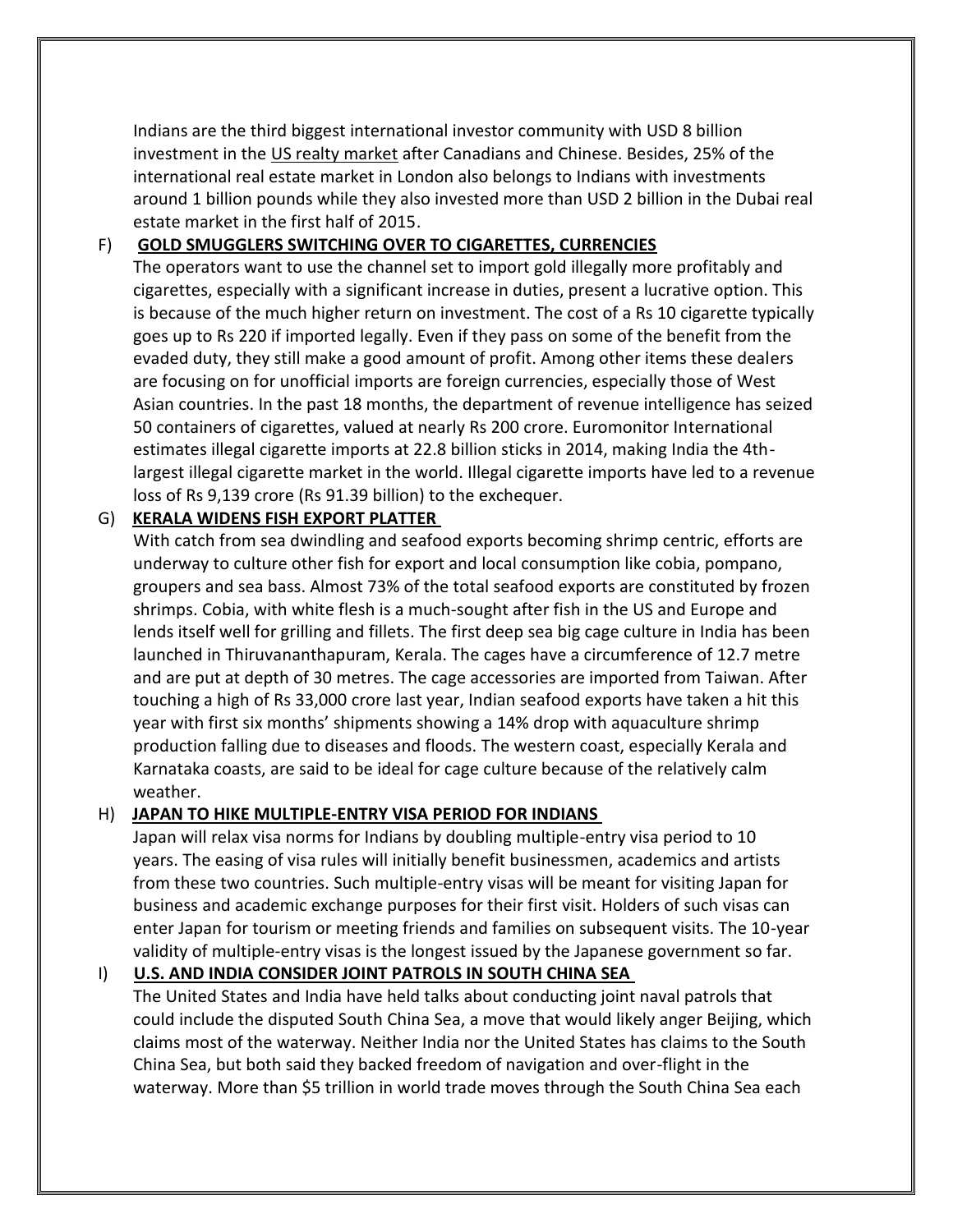Indians are the third biggest international investor community with USD 8 billion investment in the US realty market after Canadians and Chinese. Besides, 25% of the international real estate market in London also belongs to Indians with investments around 1 billion pounds while they also invested more than USD 2 billion in the Dubai real estate market in the first half of 2015.

## F) GOLD SMUGGLERS SWITCHING OVER TO CIGARETTES, CURRENCIES

The operators want to use the channel set to import gold illegally more profitably and cigarettes, especially with a significant increase in duties, present a lucrative option. This is because of the much higher return on investment. The cost of a Rs 10 cigarette typically goes up to Rs 220 if imported legally. Even if they pass on some of the benefit from the evaded duty, they still make a good amount of profit. Among other items these dealers are focusing on for unofficial imports are foreign currencies, especially those of West Asian countries. In the past 18 months, the department of revenue intelligence has seized 50 containers of cigarettes, valued at nearly Rs 200 crore. Euromonitor International estimates illegal cigarette imports at 22.8 billion sticks in 2014, making India the 4th-largest illegal cigarette market in the world. Illegal cigarette imports have led to a revenue loss of Rs 9,139 crore (Rs 91.39 billion) to the exchequer.

## G) KERALA WIDENS FISH EXPORT PLATTER

With catch from sea dwindling and seafood exports becoming shrimp centric, efforts are underway to culture other fish for export and local consumption like cobia, pompano, groupers and sea bass. Almost 73% of the total seafood exports are constituted by frozen shrimps. Cobia, with white flesh is a much-sought after fish in the US and Europe and lends itself well for grilling and fillets. The first deep sea big cage culture in India has been launched in Thiruvananthapuram, Kerala. The cages have a circumference of 12.7 metre and are put at depth of 30 metres. The cage accessories are imported from Taiwan. After touching a high of Rs 33,000 crore last year, Indian seafood exports have taken a hit this year with first six months' shipments showing a 14% drop with aquaculture shrimp production falling due to diseases and floods. The western coast, especially Kerala and Karnataka coasts, are said to be ideal for cage culture because of the relatively calm weather.

## H) JAPAN TO HIKE MULTIPLE-ENTRY VISA PERIOD FOR INDIANS

Japan will relax visa norms for Indians by doubling multiple-entry visa period to 10 years. The easing of visa rules will initially benefit businessmen, academics and artists from these two countries. Such multiple-entry visas will be meant for visiting Japan for business and academic exchange purposes for their first visit. Holders of such visas can enter Japan for tourism or meeting friends and families on subsequent visits. The 10-year validity of multiple-entry visas is the longest issued by the Japanese government so far.

## I) U.S. AND INDIA CONSIDER JOINT PATROLS IN SOUTH CHINA SEA

The United States and India have held talks about conducting joint naval patrols that could include the disputed South China Sea, a move that would likely anger Beijing, which claims most of the waterway. Neither India nor the United States has claims to the South China Sea, but both said they backed freedom of navigation and over-flight in the waterway. More than $5 trillion in world trade moves through the South China Sea each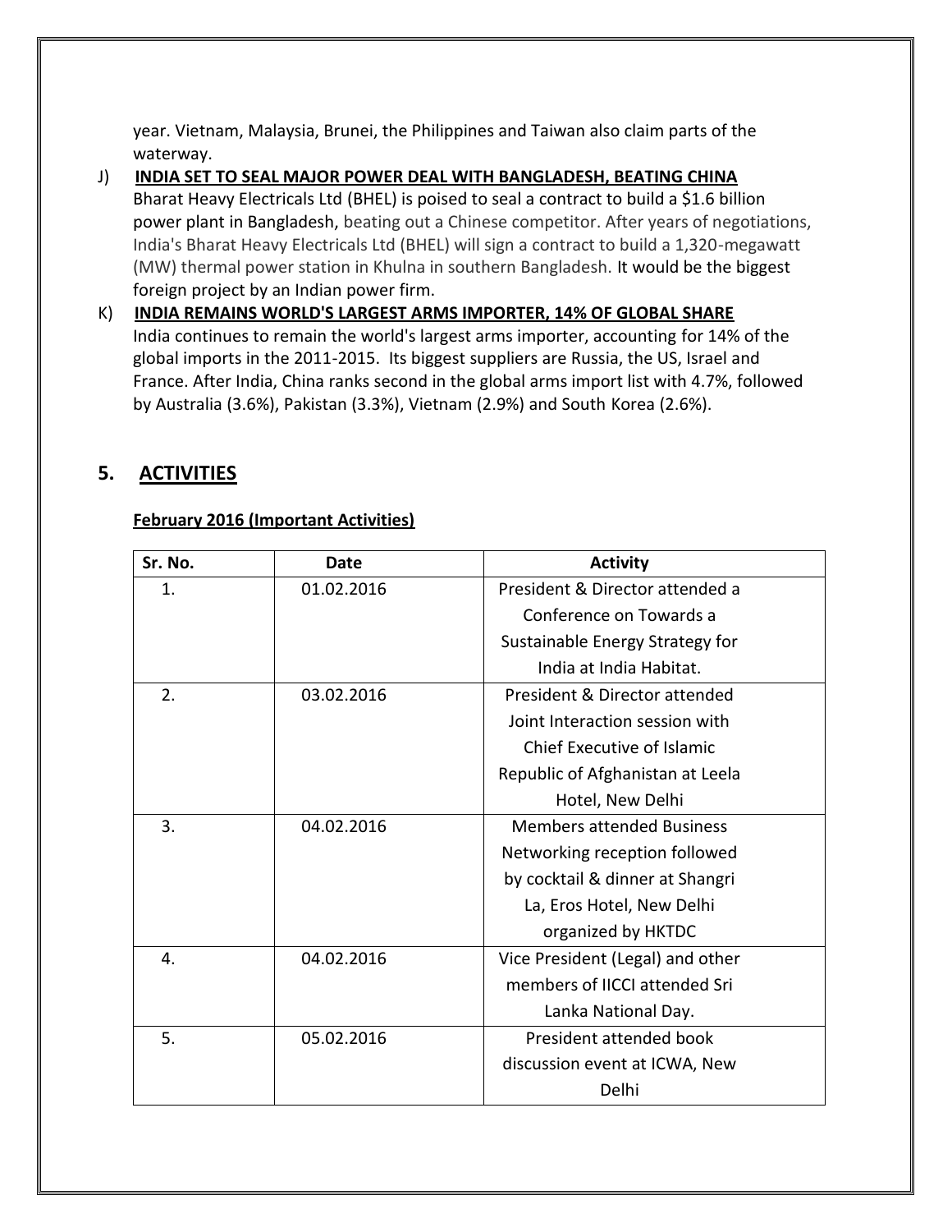year. Vietnam, Malaysia, Brunei, the Philippines and Taiwan also claim parts of the waterway.

J) **INDIA SET TO SEAL MAJOR POWER DEAL WITH BANGLADESH, BEATING CHINA**

Bharat Heavy Electricals Ltd (BHEL) is poised to seal a contract to build a $1.6 billion power plant in Bangladesh, beating out a Chinese competitor. After years of negotiations, India's Bharat Heavy Electricals Ltd (BHEL) will sign a contract to build a 1,320-megawatt (MW) thermal power station in Khulna in southern Bangladesh. It would be the biggest foreign project by an Indian power firm.

K) **INDIA REMAINS WORLD'S LARGEST ARMS IMPORTER, 14% OF GLOBAL SHARE**

India continues to remain the world's largest arms importer, accounting for 14% of the global imports in the 2011-2015. Its biggest suppliers are Russia, the US, Israel and France. After India, China ranks second in the global arms import list with 4.7%, followed by Australia (3.6%), Pakistan (3.3%), Vietnam (2.9%) and South Korea (2.6%).

## 5. ACTIVITIES

**February 2016 (Important Activities)**

| Sr. No. | Date | Activity |
|---|---|---|
| 1. | 01.02.2016 | President & Director attended a Conference on Towards a Sustainable Energy Strategy for India at India Habitat. |
| 2. | 03.02.2016 | President & Director attended Joint Interaction session with Chief Executive of Islamic Republic of Afghanistan at Leela Hotel, New Delhi |
| 3. | 04.02.2016 | Members attended Business Networking reception followed by cocktail & dinner at Shangri La, Eros Hotel, New Delhi organized by HKTDC |
| 4. | 04.02.2016 | Vice President (Legal) and other members of IICCI attended Sri Lanka National Day. |
| 5. | 05.02.2016 | President attended book discussion event at ICWA, New Delhi |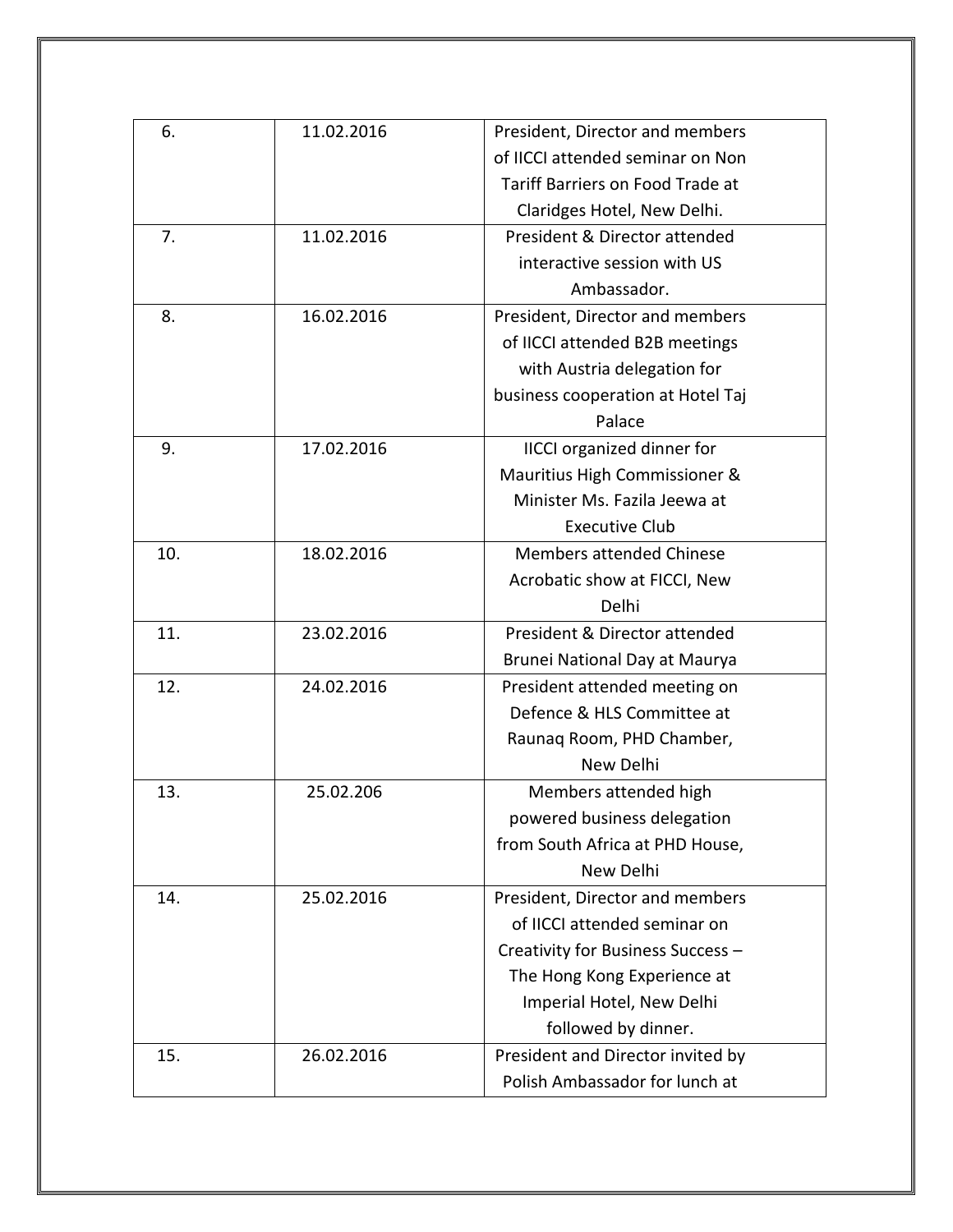| 6. | 11.02.2016 | President, Director and members of IICCI attended seminar on Non Tariff Barriers on Food Trade at Claridges Hotel, New Delhi. |
|---|---|---|
| 7. | 11.02.2016 | President & Director attended interactive session with US Ambassador. |
| 8. | 16.02.2016 | President, Director and members of IICCI attended B2B meetings with Austria delegation for business cooperation at Hotel Taj Palace |
| 9. | 17.02.2016 | IICCI organized dinner for Mauritius High Commissioner & Minister Ms. Fazila Jeewa at Executive Club |
| 10. | 18.02.2016 | Members attended Chinese Acrobatic show at FICCI, New Delhi |
| 11. | 23.02.2016 | President & Director attended Brunei National Day at Maurya |
| 12. | 24.02.2016 | President attended meeting on Defence & HLS Committee at Raunaq Room, PHD Chamber, New Delhi |
| 13. | 25.02.206 | Members attended high powered business delegation from South Africa at PHD House, New Delhi |
| 14. | 25.02.2016 | President, Director and members of IICCI attended seminar on Creativity for Business Success – The Hong Kong Experience at Imperial Hotel, New Delhi followed by dinner. |
| 15. | 26.02.2016 | President and Director invited by Polish Ambassador for lunch at |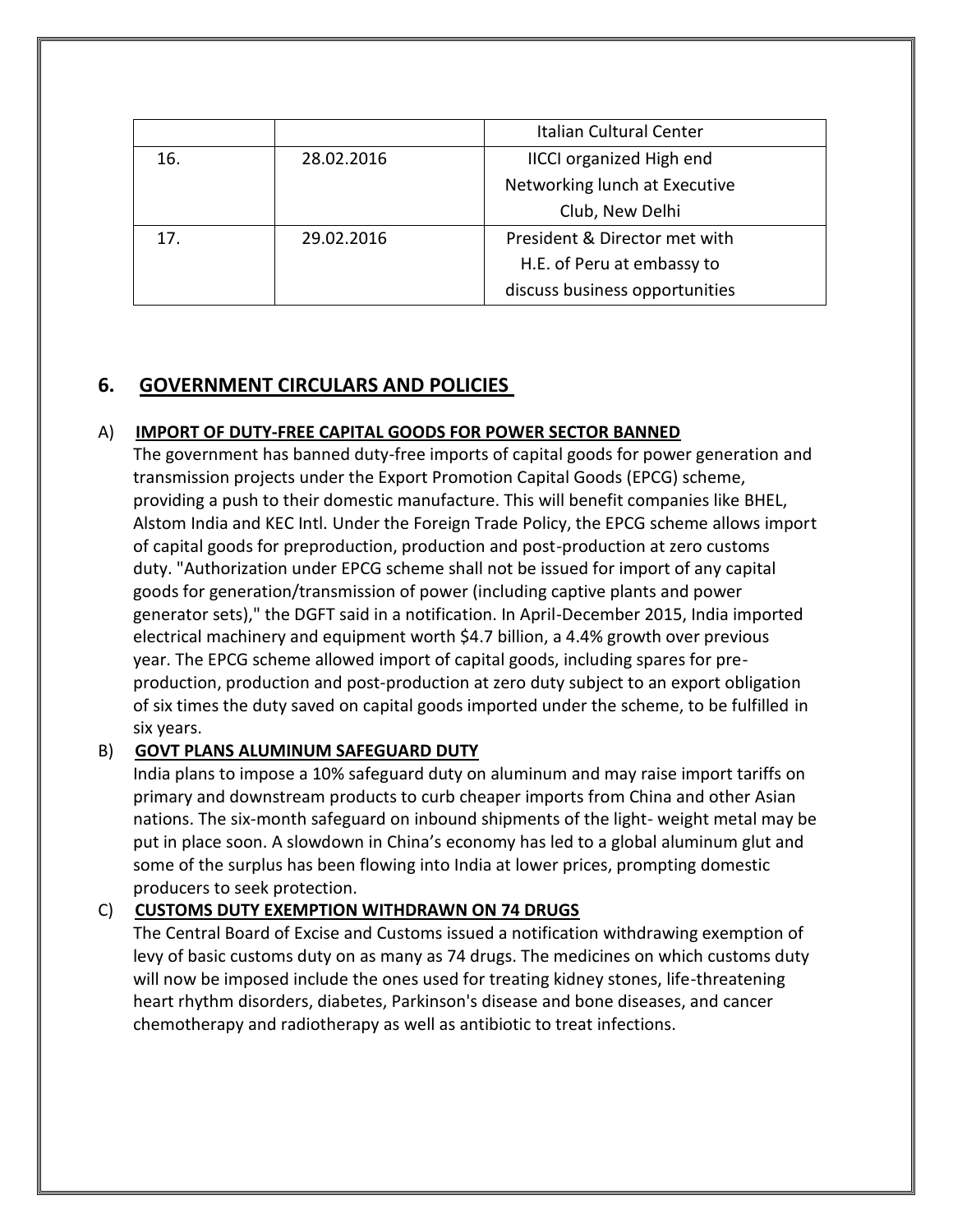| | | Italian Cultural Center |
|---|---|---|
| 16. | 28.02.2016 | IICCI organized High end Networking lunch at Executive Club, New Delhi |
| 17. | 29.02.2016 | President & Director met with H.E. of Peru at embassy to discuss business opportunities |

## 6. GOVERNMENT CIRCULARS AND POLICIES

### A) IMPORT OF DUTY-FREE CAPITAL GOODS FOR POWER SECTOR BANNED

The government has banned duty-free imports of capital goods for power generation and transmission projects under the Export Promotion Capital Goods (EPCG) scheme, providing a push to their domestic manufacture. This will benefit companies like BHEL, Alstom India and KEC Intl. Under the Foreign Trade Policy, the EPCG scheme allows import of capital goods for preproduction, production and post-production at zero customs duty. "Authorization under EPCG scheme shall not be issued for import of any capital goods for generation/transmission of power (including captive plants and power generator sets)," the DGFT said in a notification. In April-December 2015, India imported electrical machinery and equipment worth $4.7 billion, a 4.4% growth over previous year. The EPCG scheme allowed import of capital goods, including spares for pre-production, production and post-production at zero duty subject to an export obligation of six times the duty saved on capital goods imported under the scheme, to be fulfilled in six years.

### B) GOVT PLANS ALUMINUM SAFEGUARD DUTY

India plans to impose a 10% safeguard duty on aluminum and may raise import tariffs on primary and downstream products to curb cheaper imports from China and other Asian nations. The six-month safeguard on inbound shipments of the light- weight metal may be put in place soon. A slowdown in China's economy has led to a global aluminum glut and some of the surplus has been flowing into India at lower prices, prompting domestic producers to seek protection.

### C) CUSTOMS DUTY EXEMPTION WITHDRAWN ON 74 DRUGS

The Central Board of Excise and Customs issued a notification withdrawing exemption of levy of basic customs duty on as many as 74 drugs. The medicines on which customs duty will now be imposed include the ones used for treating kidney stones, life-threatening heart rhythm disorders, diabetes, Parkinson's disease and bone diseases, and cancer chemotherapy and radiotherapy as well as antibiotic to treat infections.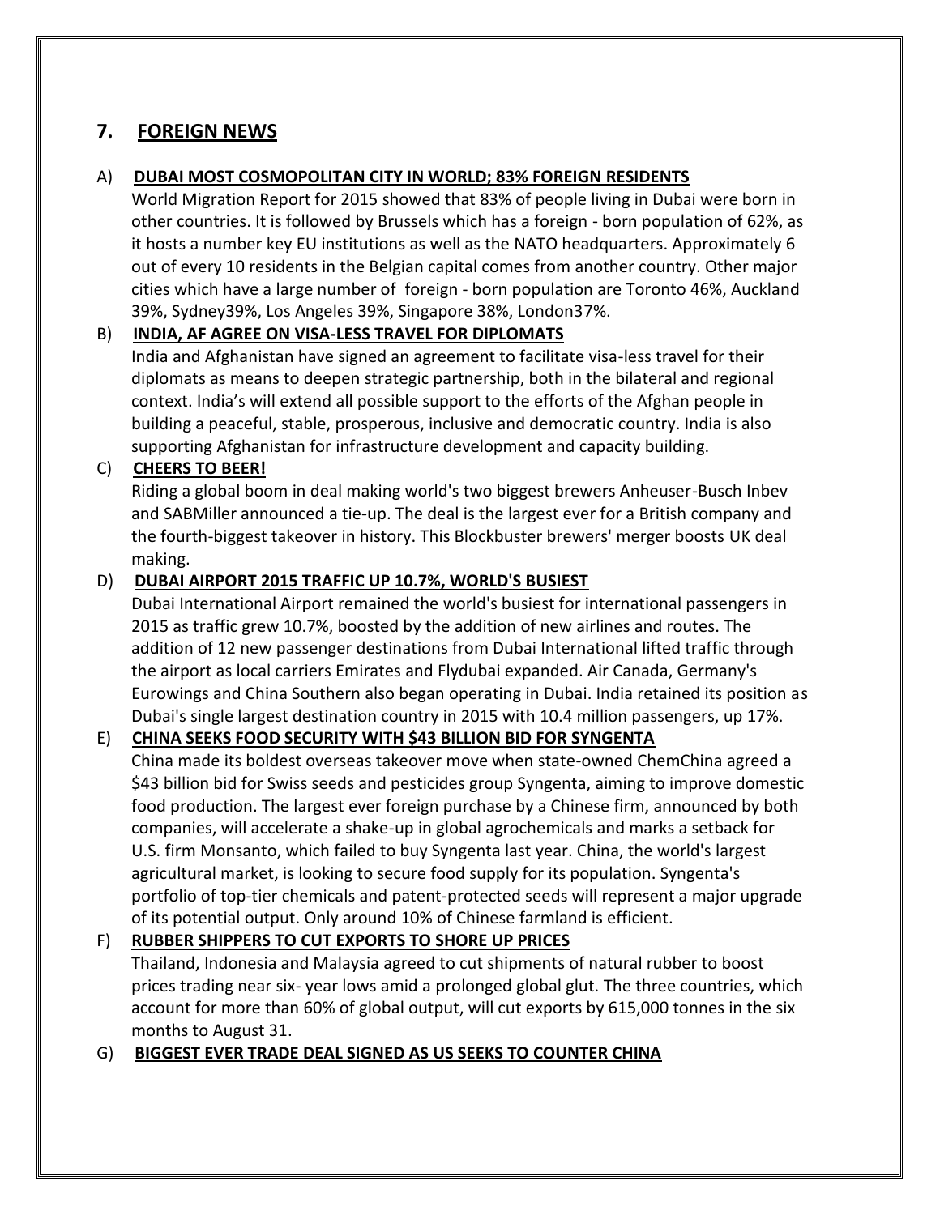## 7. FOREIGN NEWS

A) **DUBAI MOST COSMOPOLITAN CITY IN WORLD; 83% FOREIGN RESIDENTS**

World Migration Report for 2015 showed that 83% of people living in Dubai were born in other countries. It is followed by Brussels which has a foreign - born population of 62%, as it hosts a number key EU institutions as well as the NATO headquarters. Approximately 6 out of every 10 residents in the Belgian capital comes from another country. Other major cities which have a large number of foreign - born population are Toronto 46%, Auckland 39%, Sydney39%, Los Angeles 39%, Singapore 38%, London37%.

B) **INDIA, AF AGREE ON VISA-LESS TRAVEL FOR DIPLOMATS**

India and Afghanistan have signed an agreement to facilitate visa-less travel for their diplomats as means to deepen strategic partnership, both in the bilateral and regional context. India's will extend all possible support to the efforts of the Afghan people in building a peaceful, stable, prosperous, inclusive and democratic country. India is also supporting Afghanistan for infrastructure development and capacity building.

C) **CHEERS TO BEER!**

Riding a global boom in deal making world's two biggest brewers Anheuser-Busch Inbev and SABMiller announced a tie-up. The deal is the largest ever for a British company and the fourth-biggest takeover in history. This Blockbuster brewers' merger boosts UK deal making.

D) **DUBAI AIRPORT 2015 TRAFFIC UP 10.7%, WORLD'S BUSIEST**

Dubai International Airport remained the world's busiest for international passengers in 2015 as traffic grew 10.7%, boosted by the addition of new airlines and routes. The addition of 12 new passenger destinations from Dubai International lifted traffic through the airport as local carriers Emirates and Flydubai expanded. Air Canada, Germany's Eurowings and China Southern also began operating in Dubai. India retained its position as Dubai's single largest destination country in 2015 with 10.4 million passengers, up 17%.

E) **CHINA SEEKS FOOD SECURITY WITH $43 BILLION BID FOR SYNGENTA**

China made its boldest overseas takeover move when state-owned ChemChina agreed a $43 billion bid for Swiss seeds and pesticides group Syngenta, aiming to improve domestic food production. The largest ever foreign purchase by a Chinese firm, announced by both companies, will accelerate a shake-up in global agrochemicals and marks a setback for U.S. firm Monsanto, which failed to buy Syngenta last year. China, the world's largest agricultural market, is looking to secure food supply for its population. Syngenta's portfolio of top-tier chemicals and patent-protected seeds will represent a major upgrade of its potential output. Only around 10% of Chinese farmland is efficient.

F) **RUBBER SHIPPERS TO CUT EXPORTS TO SHORE UP PRICES**

Thailand, Indonesia and Malaysia agreed to cut shipments of natural rubber to boost prices trading near six- year lows amid a prolonged global glut. The three countries, which account for more than 60% of global output, will cut exports by 615,000 tonnes in the six months to August 31.

G) **BIGGEST EVER TRADE DEAL SIGNED AS US SEEKS TO COUNTER CHINA**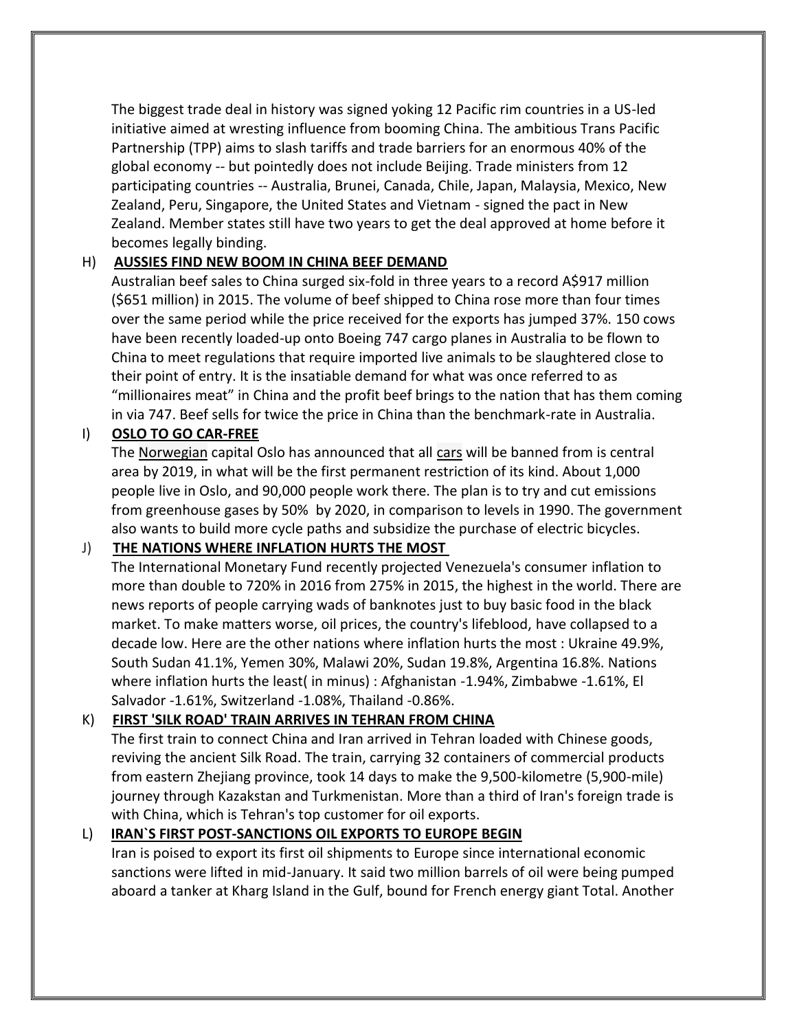The biggest trade deal in history was signed yoking 12 Pacific rim countries in a US-led initiative aimed at wresting influence from booming China. The ambitious Trans Pacific Partnership (TPP) aims to slash tariffs and trade barriers for an enormous 40% of the global economy -- but pointedly does not include Beijing. Trade ministers from 12 participating countries -- Australia, Brunei, Canada, Chile, Japan, Malaysia, Mexico, New Zealand, Peru, Singapore, the United States and Vietnam - signed the pact in New Zealand. Member states still have two years to get the deal approved at home before it becomes legally binding.

H) **AUSSIES FIND NEW BOOM IN CHINA BEEF DEMAND**

Australian beef sales to China surged six-fold in three years to a record A$917 million ($651 million) in 2015. The volume of beef shipped to China rose more than four times over the same period while the price received for the exports has jumped 37%. 150 cows have been recently loaded-up onto Boeing 747 cargo planes in Australia to be flown to China to meet regulations that require imported live animals to be slaughtered close to their point of entry. It is the insatiable demand for what was once referred to as "millionaires meat" in China and the profit beef brings to the nation that has them coming in via 747. Beef sells for twice the price in China than the benchmark-rate in Australia.

I) **OSLO TO GO CAR-FREE**

The Norwegian capital Oslo has announced that all cars will be banned from is central area by 2019, in what will be the first permanent restriction of its kind. About 1,000 people live in Oslo, and 90,000 people work there. The plan is to try and cut emissions from greenhouse gases by 50% by 2020, in comparison to levels in 1990. The government also wants to build more cycle paths and subsidize the purchase of electric bicycles.

J) **THE NATIONS WHERE INFLATION HURTS THE MOST**

The International Monetary Fund recently projected Venezuela's consumer inflation to more than double to 720% in 2016 from 275% in 2015, the highest in the world. There are news reports of people carrying wads of banknotes just to buy basic food in the black market. To make matters worse, oil prices, the country's lifeblood, have collapsed to a decade low. Here are the other nations where inflation hurts the most : Ukraine 49.9%, South Sudan 41.1%, Yemen 30%, Malawi 20%, Sudan 19.8%, Argentina 16.8%. Nations where inflation hurts the least( in minus) : Afghanistan -1.94%, Zimbabwe -1.61%, El Salvador -1.61%, Switzerland -1.08%, Thailand -0.86%.

K) **FIRST 'SILK ROAD' TRAIN ARRIVES IN TEHRAN FROM CHINA**

The first train to connect China and Iran arrived in Tehran loaded with Chinese goods, reviving the ancient Silk Road. The train, carrying 32 containers of commercial products from eastern Zhejiang province, took 14 days to make the 9,500-kilometre (5,900-mile) journey through Kazakstan and Turkmenistan. More than a third of Iran's foreign trade is with China, which is Tehran's top customer for oil exports.

L) **IRAN`S FIRST POST-SANCTIONS OIL EXPORTS TO EUROPE BEGIN**

Iran is poised to export its first oil shipments to Europe since international economic sanctions were lifted in mid-January. It said two million barrels of oil were being pumped aboard a tanker at Kharg Island in the Gulf, bound for French energy giant Total. Another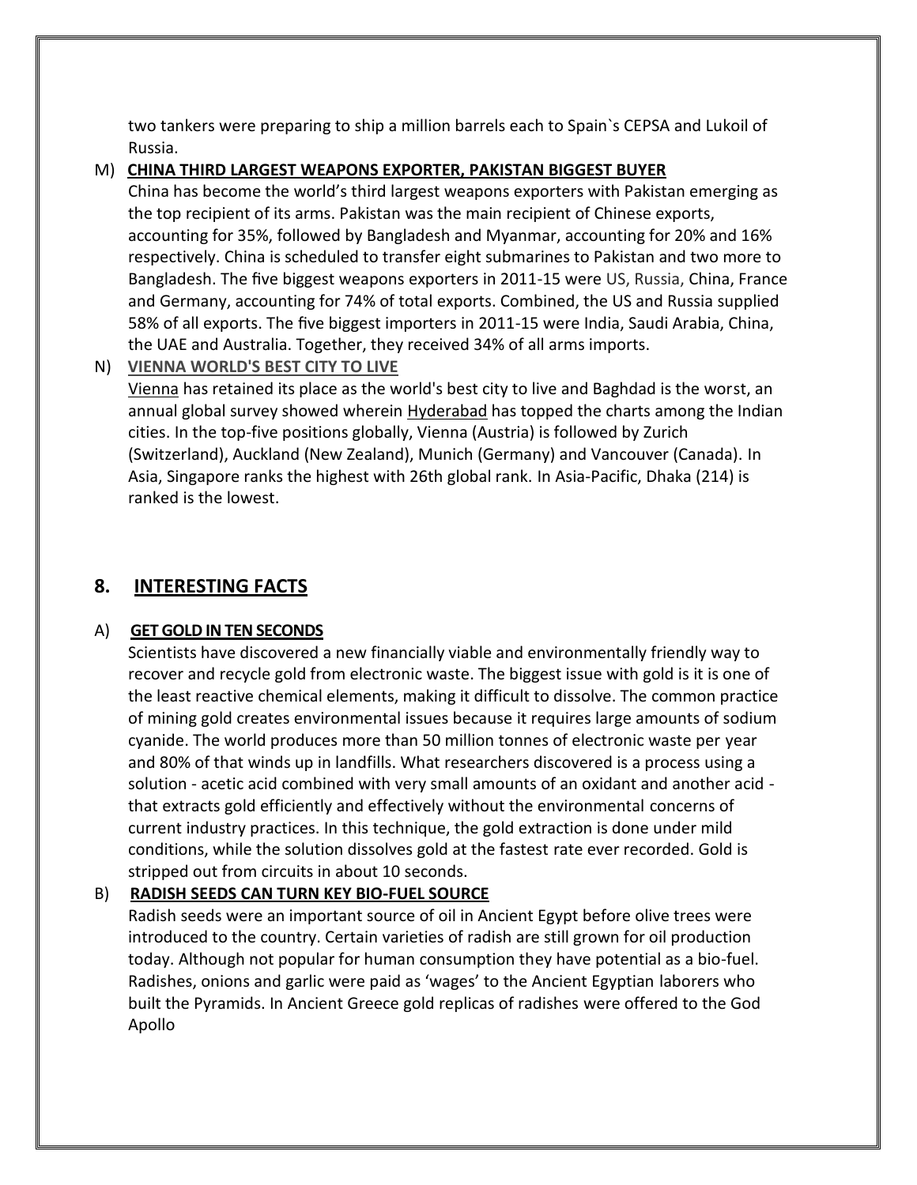two tankers were preparing to ship a million barrels each to Spain`s CEPSA and Lukoil of Russia.

M) **CHINA THIRD LARGEST WEAPONS EXPORTER, PAKISTAN BIGGEST BUYER**

China has become the world's third largest weapons exporters with Pakistan emerging as the top recipient of its arms. Pakistan was the main recipient of Chinese exports, accounting for 35%, followed by Bangladesh and Myanmar, accounting for 20% and 16% respectively. China is scheduled to transfer eight submarines to Pakistan and two more to Bangladesh. The five biggest weapons exporters in 2011-15 were US, Russia, China, France and Germany, accounting for 74% of total exports. Combined, the US and Russia supplied 58% of all exports. The five biggest importers in 2011-15 were India, Saudi Arabia, China, the UAE and Australia. Together, they received 34% of all arms imports.

N) **VIENNA WORLD'S BEST CITY TO LIVE**

Vienna has retained its place as the world's best city to live and Baghdad is the worst, an annual global survey showed wherein Hyderabad has topped the charts among the Indian cities. In the top-five positions globally, Vienna (Austria) is followed by Zurich (Switzerland), Auckland (New Zealand), Munich (Germany) and Vancouver (Canada). In Asia, Singapore ranks the highest with 26th global rank. In Asia-Pacific, Dhaka (214) is ranked is the lowest.

## 8. INTERESTING FACTS

A) **GET GOLD IN TEN SECONDS**

Scientists have discovered a new financially viable and environmentally friendly way to recover and recycle gold from electronic waste. The biggest issue with gold is it is one of the least reactive chemical elements, making it difficult to dissolve. The common practice of mining gold creates environmental issues because it requires large amounts of sodium cyanide. The world produces more than 50 million tonnes of electronic waste per year and 80% of that winds up in landfills. What researchers discovered is a process using a solution - acetic acid combined with very small amounts of an oxidant and another acid - that extracts gold efficiently and effectively without the environmental concerns of current industry practices. In this technique, the gold extraction is done under mild conditions, while the solution dissolves gold at the fastest rate ever recorded. Gold is stripped out from circuits in about 10 seconds.

B) **RADISH SEEDS CAN TURN KEY BIO-FUEL SOURCE**

Radish seeds were an important source of oil in Ancient Egypt before olive trees were introduced to the country. Certain varieties of radish are still grown for oil production today. Although not popular for human consumption they have potential as a bio-fuel. Radishes, onions and garlic were paid as 'wages' to the Ancient Egyptian laborers who built the Pyramids. In Ancient Greece gold replicas of radishes were offered to the God Apollo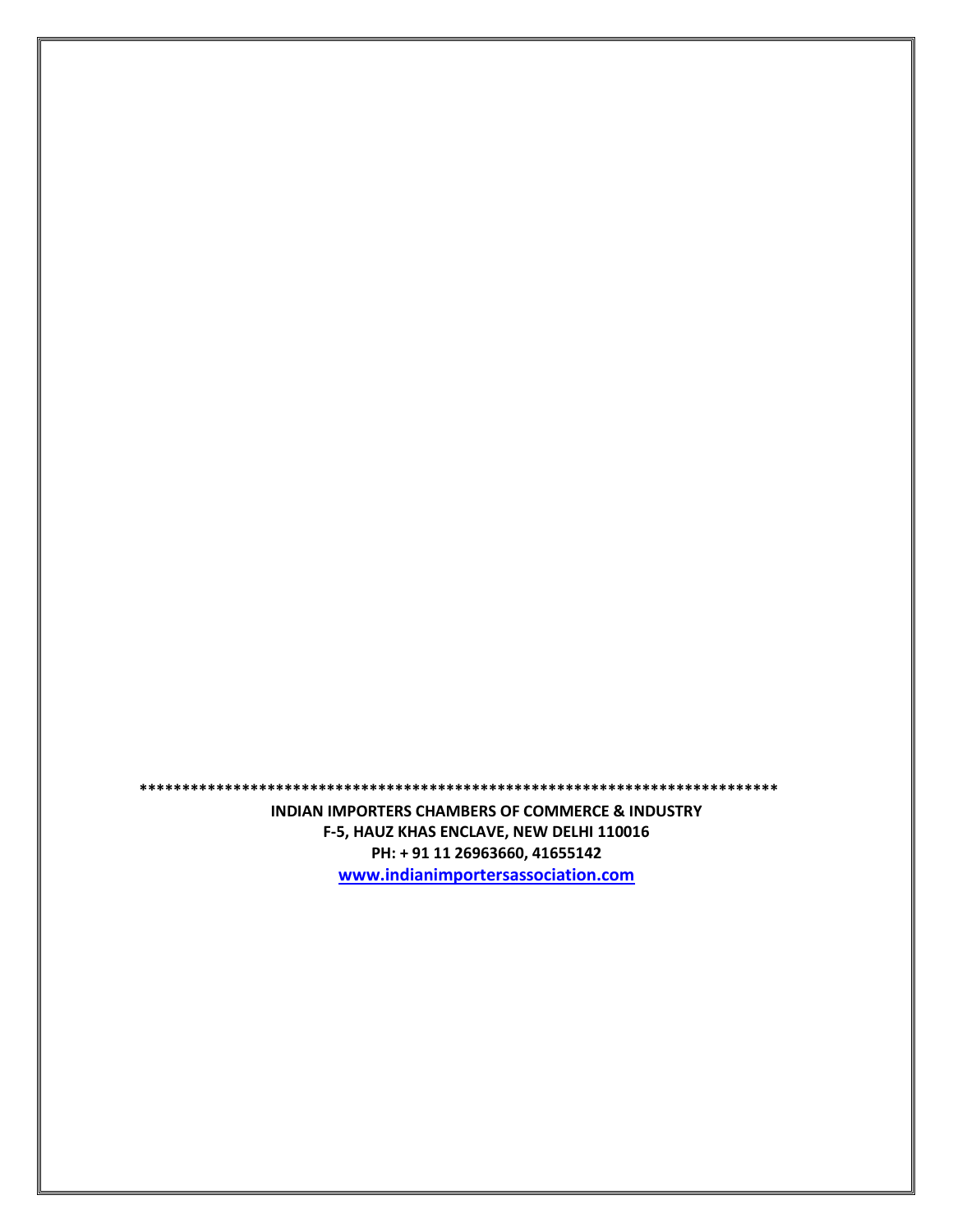***************************************************************************

**INDIAN IMPORTERS CHAMBERS OF COMMERCE & INDUSTRY**
**F-5, HAUZ KHAS ENCLAVE, NEW DELHI 110016**
**PH: + 91 11 26963660, 41655142**
**www.indianimportersassociation.com**